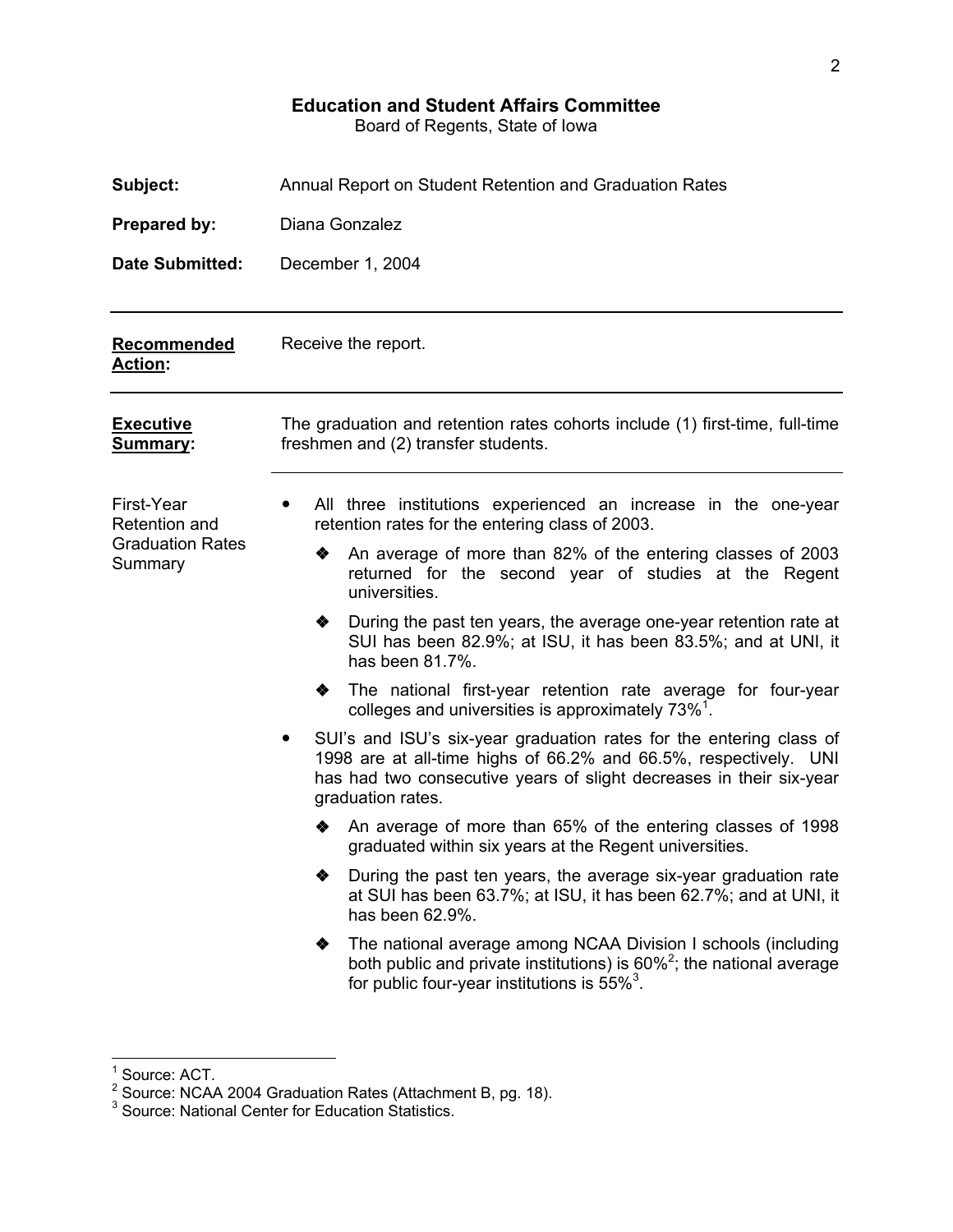## Education and Student Affairs Committee

Board of Regents, State of Iowa

**Subject:** Annual Report on Student Retention and Graduation Rates

**Prepared by:** Diana Gonzalez

**Date Submitted:** December 1, 2004

---

**Recommended Action:** Receive the report.

---

**Executive Summary:** The graduation and retention rates cohorts include (1) first-time, full-time freshmen and (2) transfer students.

---

First-Year Retention and Graduation Rates Summary

- All three institutions experienced an increase in the one-year retention rates for the entering class of 2003.
  - An average of more than 82% of the entering classes of 2003 returned for the second year of studies at the Regent universities.
  - During the past ten years, the average one-year retention rate at SUI has been 82.9%; at ISU, it has been 83.5%; and at UNI, it has been 81.7%.
  - The national first-year retention rate average for four-year colleges and universities is approximately 73%[1].
- SUI's and ISU's six-year graduation rates for the entering class of 1998 are at all-time highs of 66.2% and 66.5%, respectively. UNI has had two consecutive years of slight decreases in their six-year graduation rates.
  - An average of more than 65% of the entering classes of 1998 graduated within six years at the Regent universities.
  - During the past ten years, the average six-year graduation rate at SUI has been 63.7%; at ISU, it has been 62.7%; and at UNI, it has been 62.9%.
  - The national average among NCAA Division I schools (including both public and private institutions) is 60%[2]; the national average for public four-year institutions is 55%[3].

---

[1] Source: ACT.

[2] Source: NCAA 2004 Graduation Rates (Attachment B, pg. 18).

[3] Source: National Center for Education Statistics.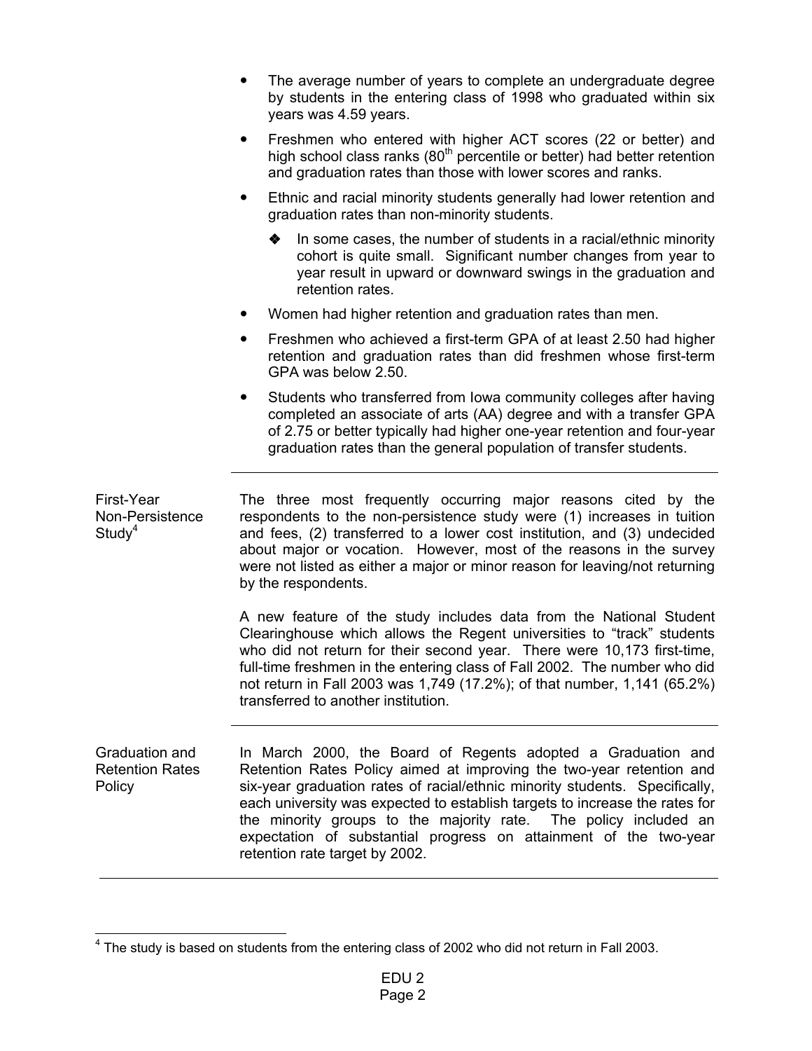- The average number of years to complete an undergraduate degree by students in the entering class of 1998 who graduated within six years was 4.59 years.
- Freshmen who entered with higher ACT scores (22 or better) and high school class ranks (80th percentile or better) had better retention and graduation rates than those with lower scores and ranks.
- Ethnic and racial minority students generally had lower retention and graduation rates than non-minority students.
  - In some cases, the number of students in a racial/ethnic minority cohort is quite small. Significant number changes from year to year result in upward or downward swings in the graduation and retention rates.
- Women had higher retention and graduation rates than men.
- Freshmen who achieved a first-term GPA of at least 2.50 had higher retention and graduation rates than did freshmen whose first-term GPA was below 2.50.
- Students who transferred from Iowa community colleges after having completed an associate of arts (AA) degree and with a transfer GPA of 2.75 or better typically had higher one-year retention and four-year graduation rates than the general population of transfer students.

---

**First-Year Non-Persistence Study[4]**

The three most frequently occurring major reasons cited by the respondents to the non-persistence study were (1) increases in tuition and fees, (2) transferred to a lower cost institution, and (3) undecided about major or vocation. However, most of the reasons in the survey were not listed as either a major or minor reason for leaving/not returning by the respondents.

A new feature of the study includes data from the National Student Clearinghouse which allows the Regent universities to "track" students who did not return for their second year. There were 10,173 first-time, full-time freshmen in the entering class of Fall 2002. The number who did not return in Fall 2003 was 1,749 (17.2%); of that number, 1,141 (65.2%) transferred to another institution.

---

**Graduation and Retention Rates Policy**

In March 2000, the Board of Regents adopted a Graduation and Retention Rates Policy aimed at improving the two-year retention and six-year graduation rates of racial/ethnic minority students. Specifically, each university was expected to establish targets to increase the rates for the minority groups to the majority rate. The policy included an expectation of substantial progress on attainment of the two-year retention rate target by 2002.

---

[4] The study is based on students from the entering class of 2002 who did not return in Fall 2003.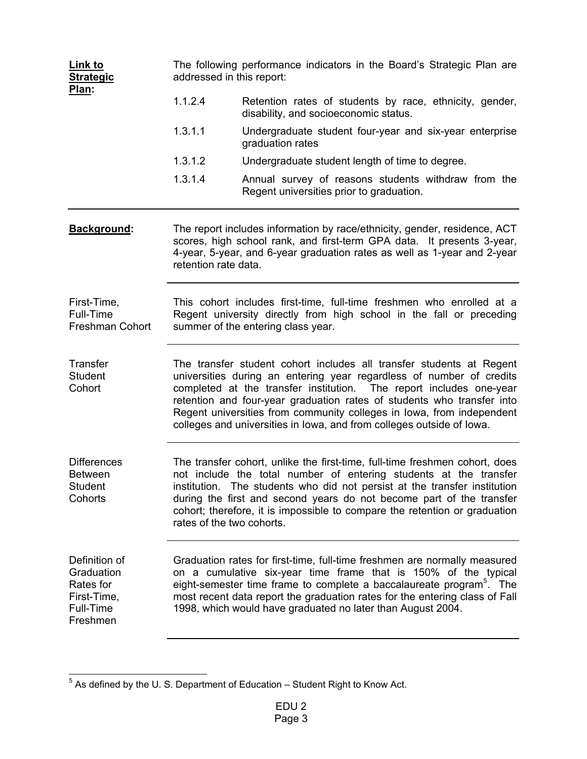**Link to Strategic Plan:**

The following performance indicators in the Board's Strategic Plan are addressed in this report:

| | |
|---|---|
| 1.1.2.4 | Retention rates of students by race, ethnicity, gender, disability, and socioeconomic status. |
| 1.3.1.1 | Undergraduate student four-year and six-year enterprise graduation rates |
| 1.3.1.2 | Undergraduate student length of time to degree. |
| 1.3.1.4 | Annual survey of reasons students withdraw from the Regent universities prior to graduation. |

---

**Background:**

The report includes information by race/ethnicity, gender, residence, ACT scores, high school rank, and first-term GPA data. It presents 3-year, 4-year, 5-year, and 6-year graduation rates as well as 1-year and 2-year retention rate data.

---

First-Time, Full-Time Freshman Cohort

This cohort includes first-time, full-time freshmen who enrolled at a Regent university directly from high school in the fall or preceding summer of the entering class year.

---

Transfer Student Cohort

The transfer student cohort includes all transfer students at Regent universities during an entering year regardless of number of credits completed at the transfer institution. The report includes one-year retention and four-year graduation rates of students who transfer into Regent universities from community colleges in Iowa, from independent colleges and universities in Iowa, and from colleges outside of Iowa.

---

Differences Between Student Cohorts

The transfer cohort, unlike the first-time, full-time freshmen cohort, does not include the total number of entering students at the transfer institution. The students who did not persist at the transfer institution during the first and second years do not become part of the transfer cohort; therefore, it is impossible to compare the retention or graduation rates of the two cohorts.

---

Definition of Graduation Rates for First-Time, Full-Time Freshmen

Graduation rates for first-time, full-time freshmen are normally measured on a cumulative six-year time frame that is 150% of the typical eight-semester time frame to complete a baccalaureate program[5]. The most recent data report the graduation rates for the entering class of Fall 1998, which would have graduated no later than August 2004.

---

[5] As defined by the U. S. Department of Education – Student Right to Know Act.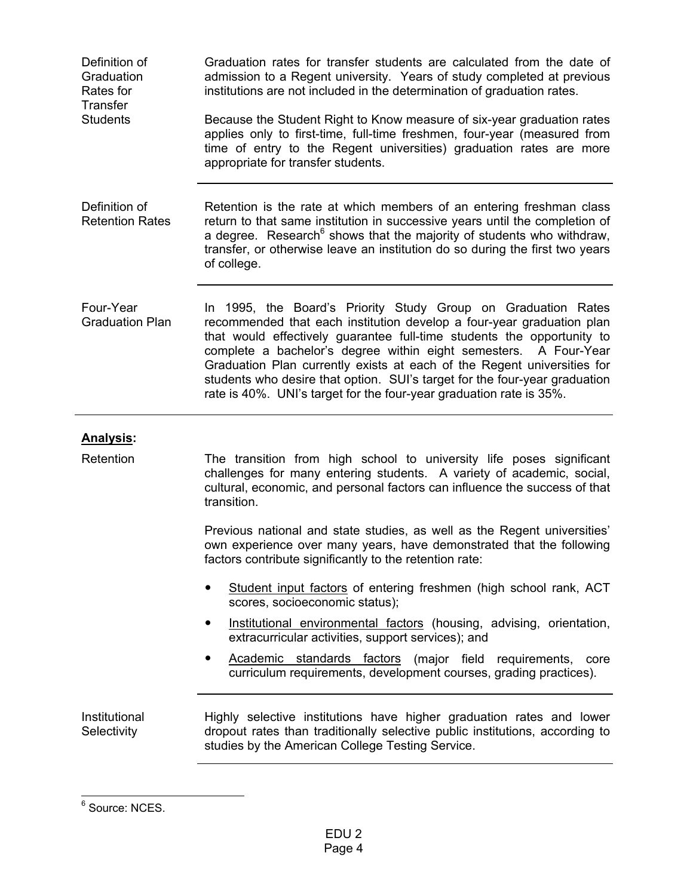**Definition of Graduation Rates for Transfer Students**

Graduation rates for transfer students are calculated from the date of admission to a Regent university. Years of study completed at previous institutions are not included in the determination of graduation rates.

Because the Student Right to Know measure of six-year graduation rates applies only to first-time, full-time freshmen, four-year (measured from time of entry to the Regent universities) graduation rates are more appropriate for transfer students.

---

**Definition of Retention Rates**

Retention is the rate at which members of an entering freshman class return to that same institution in successive years until the completion of a degree. Research[6] shows that the majority of students who withdraw, transfer, or otherwise leave an institution do so during the first two years of college.

---

**Four-Year Graduation Plan**

In 1995, the Board's Priority Study Group on Graduation Rates recommended that each institution develop a four-year graduation plan that would effectively guarantee full-time students the opportunity to complete a bachelor's degree within eight semesters. A Four-Year Graduation Plan currently exists at each of the Regent universities for students who desire that option. SUI's target for the four-year graduation rate is 40%. UNI's target for the four-year graduation rate is 35%.

---

## Analysis:

**Retention**

The transition from high school to university life poses significant challenges for many entering students. A variety of academic, social, cultural, economic, and personal factors can influence the success of that transition.

Previous national and state studies, as well as the Regent universities' own experience over many years, have demonstrated that the following factors contribute significantly to the retention rate:

- <u>Student input factors</u> of entering freshmen (high school rank, ACT scores, socioeconomic status);
- <u>Institutional environmental factors</u> (housing, advising, orientation, extracurricular activities, support services); and
- <u>Academic standards factors</u> (major field requirements, core curriculum requirements, development courses, grading practices).

---

**Institutional Selectivity**

Highly selective institutions have higher graduation rates and lower dropout rates than traditionally selective public institutions, according to studies by the American College Testing Service.

---

[6] Source: NCES.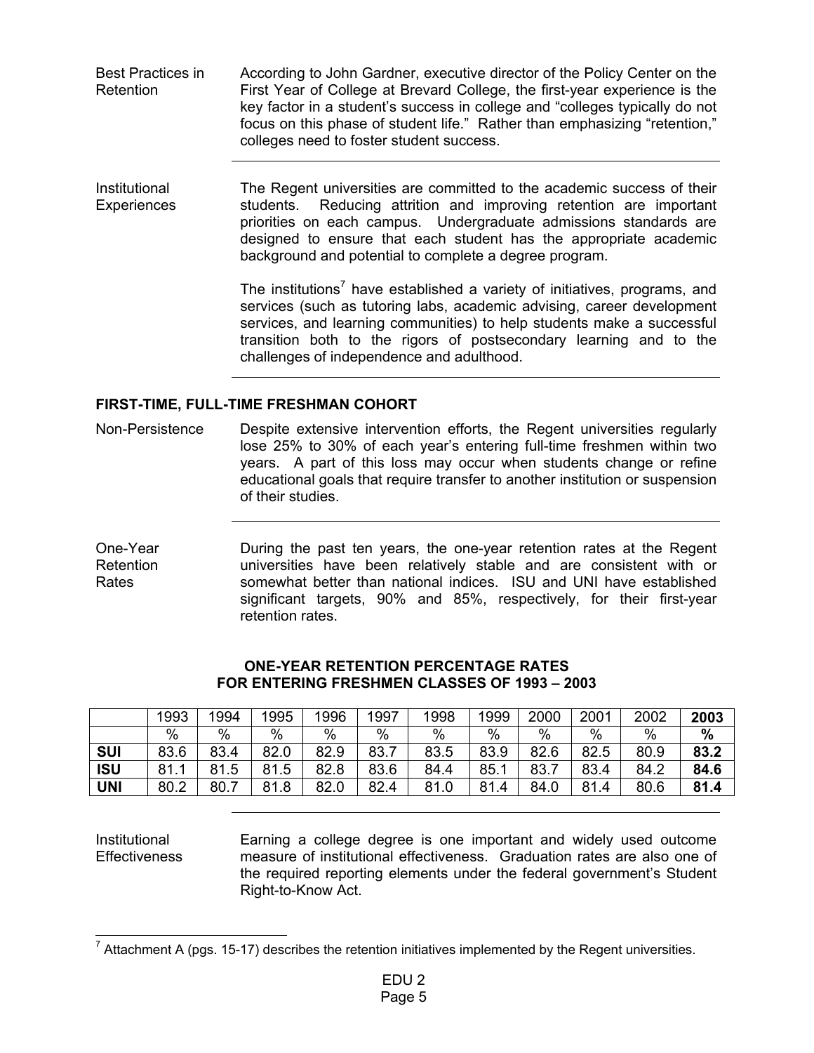**Best Practices in Retention**

According to John Gardner, executive director of the Policy Center on the First Year of College at Brevard College, the first-year experience is the key factor in a student's success in college and "colleges typically do not focus on this phase of student life." Rather than emphasizing "retention," colleges need to foster student success.

**Institutional Experiences**

The Regent universities are committed to the academic success of their students. Reducing attrition and improving retention are important priorities on each campus. Undergraduate admissions standards are designed to ensure that each student has the appropriate academic background and potential to complete a degree program.

The institutions[7] have established a variety of initiatives, programs, and services (such as tutoring labs, academic advising, career development services, and learning communities) to help students make a successful transition both to the rigors of postsecondary learning and to the challenges of independence and adulthood.

## FIRST-TIME, FULL-TIME FRESHMAN COHORT

**Non-Persistence**

Despite extensive intervention efforts, the Regent universities regularly lose 25% to 30% of each year's entering full-time freshmen within two years. A part of this loss may occur when students change or refine educational goals that require transfer to another institution or suspension of their studies.

**One-Year Retention Rates**

During the past ten years, the one-year retention rates at the Regent universities have been relatively stable and are consistent with or somewhat better than national indices. ISU and UNI have established significant targets, 90% and 85%, respectively, for their first-year retention rates.

**ONE-YEAR RETENTION PERCENTAGE RATES FOR ENTERING FRESHMEN CLASSES OF 1993 – 2003**

| | 1993 | 1994 | 1995 | 1996 | 1997 | 1998 | 1999 | 2000 | 2001 | 2002 | **2003** |
|---|---|---|---|---|---|---|---|---|---|---|---|
| | % | % | % | % | % | % | % | % | % | % | **%** |
| **SUI** | 83.6 | 83.4 | 82.0 | 82.9 | 83.7 | 83.5 | 83.9 | 82.6 | 82.5 | 80.9 | **83.2** |
| **ISU** | 81.1 | 81.5 | 81.5 | 82.8 | 83.6 | 84.4 | 85.1 | 83.7 | 83.4 | 84.2 | **84.6** |
| **UNI** | 80.2 | 80.7 | 81.8 | 82.0 | 82.4 | 81.0 | 81.4 | 84.0 | 81.4 | 80.6 | **81.4** |

**Institutional Effectiveness**

Earning a college degree is one important and widely used outcome measure of institutional effectiveness. Graduation rates are also one of the required reporting elements under the federal government's Student Right-to-Know Act.

[7] Attachment A (pgs. 15-17) describes the retention initiatives implemented by the Regent universities.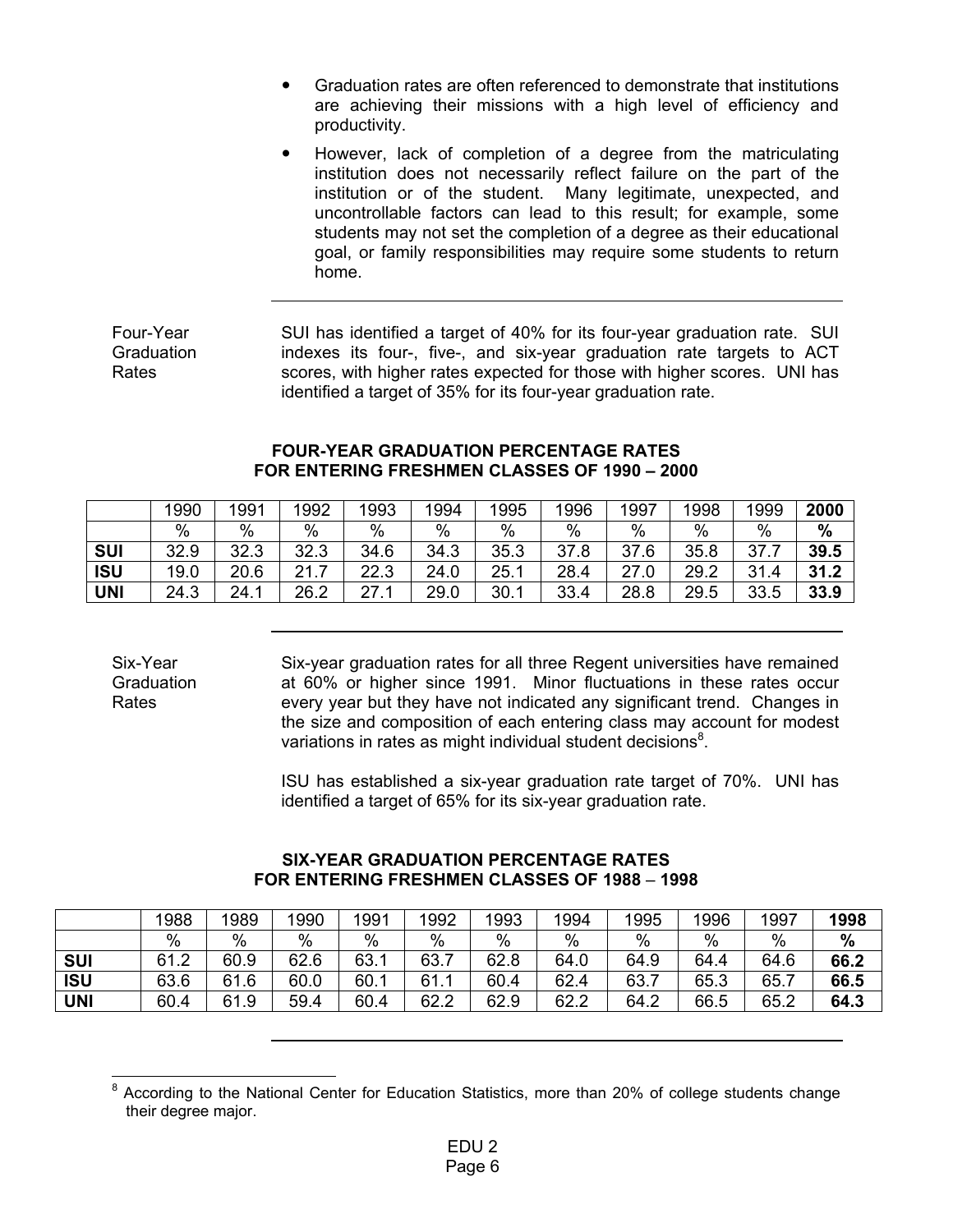- Graduation rates are often referenced to demonstrate that institutions are achieving their missions with a high level of efficiency and productivity.
- However, lack of completion of a degree from the matriculating institution does not necessarily reflect failure on the part of the institution or of the student. Many legitimate, unexpected, and uncontrollable factors can lead to this result; for example, some students may not set the completion of a degree as their educational goal, or family responsibilities may require some students to return home.

---

**Four-Year Graduation Rates**

SUI has identified a target of 40% for its four-year graduation rate. SUI indexes its four-, five-, and six-year graduation rate targets to ACT scores, with higher rates expected for those with higher scores. UNI has identified a target of 35% for its four-year graduation rate.

**FOUR-YEAR GRADUATION PERCENTAGE RATES FOR ENTERING FRESHMEN CLASSES OF 1990 – 2000**

| | 1990 | 1991 | 1992 | 1993 | 1994 | 1995 | 1996 | 1997 | 1998 | 1999 | **2000** |
|---|---|---|---|---|---|---|---|---|---|---|---|
| | % | % | % | % | % | % | % | % | % | % | **%** |
| **SUI** | 32.9 | 32.3 | 32.3 | 34.6 | 34.3 | 35.3 | 37.8 | 37.6 | 35.8 | 37.7 | **39.5** |
| **ISU** | 19.0 | 20.6 | 21.7 | 22.3 | 24.0 | 25.1 | 28.4 | 27.0 | 29.2 | 31.4 | **31.2** |
| **UNI** | 24.3 | 24.1 | 26.2 | 27.1 | 29.0 | 30.1 | 33.4 | 28.8 | 29.5 | 33.5 | **33.9** |

---

**Six-Year Graduation Rates**

Six-year graduation rates for all three Regent universities have remained at 60% or higher since 1991. Minor fluctuations in these rates occur every year but they have not indicated any significant trend. Changes in the size and composition of each entering class may account for modest variations in rates as might individual student decisions[8].

ISU has established a six-year graduation rate target of 70%. UNI has identified a target of 65% for its six-year graduation rate.

**SIX-YEAR GRADUATION PERCENTAGE RATES FOR ENTERING FRESHMEN CLASSES OF 1988 – 1998**

| | 1988 | 1989 | 1990 | 1991 | 1992 | 1993 | 1994 | 1995 | 1996 | 1997 | **1998** |
|---|---|---|---|---|---|---|---|---|---|---|---|
| | % | % | % | % | % | % | % | % | % | % | **%** |
| **SUI** | 61.2 | 60.9 | 62.6 | 63.1 | 63.7 | 62.8 | 64.0 | 64.9 | 64.4 | 64.6 | **66.2** |
| **ISU** | 63.6 | 61.6 | 60.0 | 60.1 | 61.1 | 60.4 | 62.4 | 63.7 | 65.3 | 65.7 | **66.5** |
| **UNI** | 60.4 | 61.9 | 59.4 | 60.4 | 62.2 | 62.9 | 62.2 | 64.2 | 66.5 | 65.2 | **64.3** |

---

[8] According to the National Center for Education Statistics, more than 20% of college students change their degree major.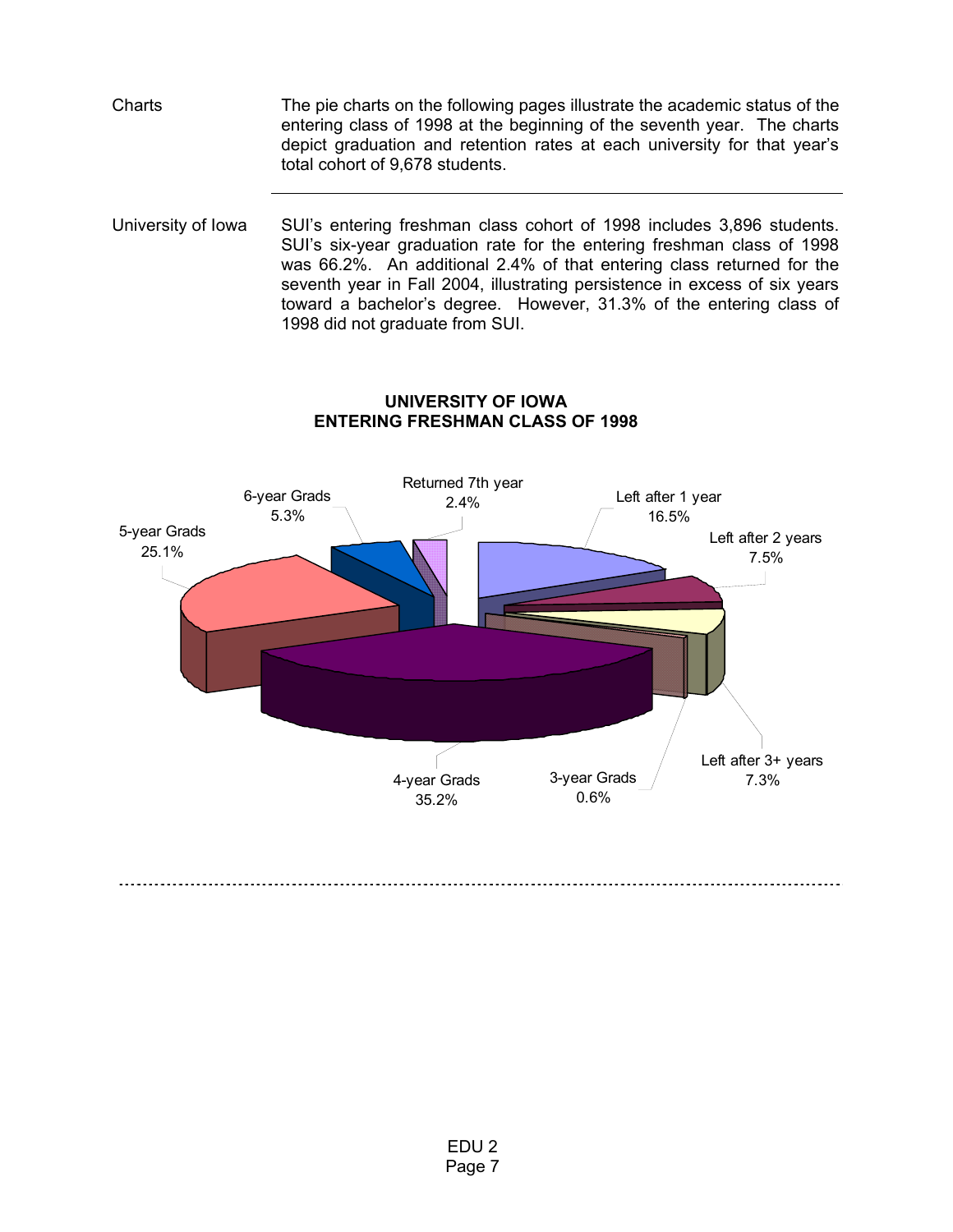**Charts**

The pie charts on the following pages illustrate the academic status of the entering class of 1998 at the beginning of the seventh year. The charts depict graduation and retention rates at each university for that year's total cohort of 9,678 students.

---

**University of Iowa**

SUI's entering freshman class cohort of 1998 includes 3,896 students. SUI's six-year graduation rate for the entering freshman class of 1998 was 66.2%. An additional 2.4% of that entering class returned for the seventh year in Fall 2004, illustrating persistence in excess of six years toward a bachelor's degree. However, 31.3% of the entering class of 1998 did not graduate from SUI.

**UNIVERSITY OF IOWA**
**ENTERING FRESHMAN CLASS OF 1998**

| Category | Percent |
|---|---|
| 3-year Grads | 0.6% |
| 4-year Grads | 35.2% |
| 5-year Grads | 25.1% |
| 6-year Grads | 5.3% |
| Returned 7th year | 2.4% |
| Left after 1 year | 16.5% |
| Left after 2 years | 7.5% |
| Left after 3+ years | 7.3% |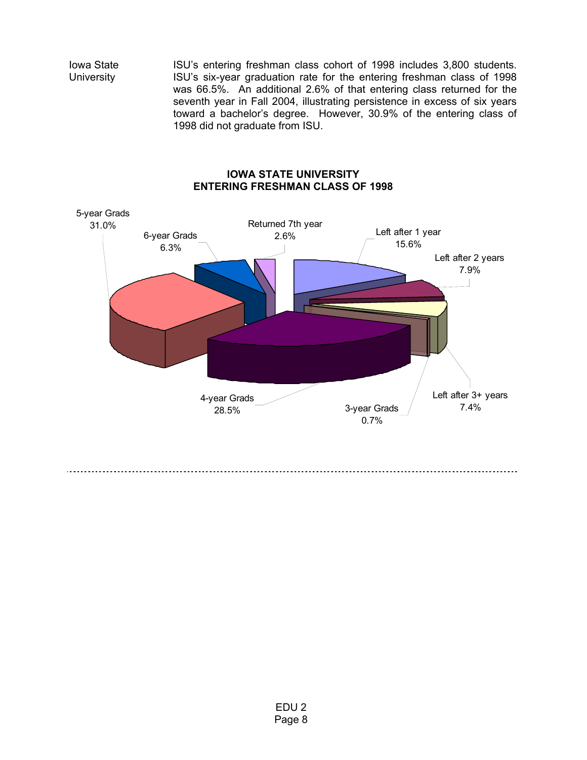**Iowa State University**

ISU's entering freshman class cohort of 1998 includes 3,800 students. ISU's six-year graduation rate for the entering freshman class of 1998 was 66.5%. An additional 2.6% of that entering class returned for the seventh year in Fall 2004, illustrating persistence in excess of six years toward a bachelor's degree. However, 30.9% of the entering class of 1998 did not graduate from ISU.

**IOWA STATE UNIVERSITY**
**ENTERING FRESHMAN CLASS OF 1998**

| Category | Percent |
| --- | --- |
| Left after 1 year | 15.6% |
| Left after 2 years | 7.9% |
| Left after 3+ years | 7.4% |
| 3-year Grads | 0.7% |
| 4-year Grads | 28.5% |
| 5-year Grads | 31.0% |
| 6-year Grads | 6.3% |
| Returned 7th year | 2.6% |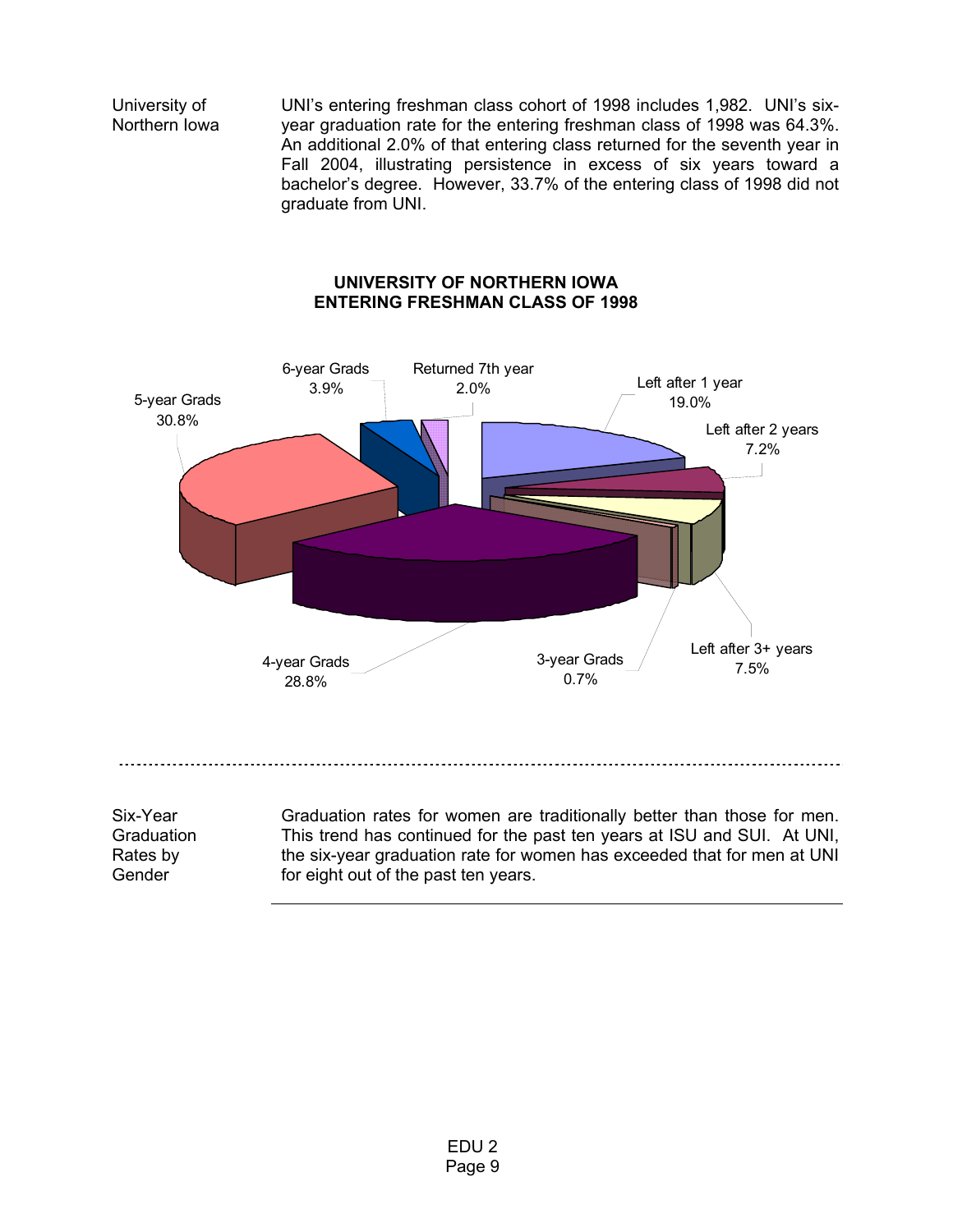**University of Northern Iowa**

UNI's entering freshman class cohort of 1998 includes 1,982. UNI's six-year graduation rate for the entering freshman class of 1998 was 64.3%. An additional 2.0% of that entering class returned for the seventh year in Fall 2004, illustrating persistence in excess of six years toward a bachelor's degree. However, 33.7% of the entering class of 1998 did not graduate from UNI.

**UNIVERSITY OF NORTHERN IOWA**
**ENTERING FRESHMAN CLASS OF 1998**

| Category | Percent |
| --- | --- |
| Left after 1 year | 19.0% |
| Left after 2 years | 7.2% |
| Left after 3+ years | 7.5% |
| 3-year Grads | 0.7% |
| 4-year Grads | 28.8% |
| 5-year Grads | 30.8% |
| 6-year Grads | 3.9% |
| Returned 7th year | 2.0% |

---

**Six-Year Graduation Rates by Gender**

Graduation rates for women are traditionally better than those for men. This trend has continued for the past ten years at ISU and SUI. At UNI, the six-year graduation rate for women has exceeded that for men at UNI for eight out of the past ten years.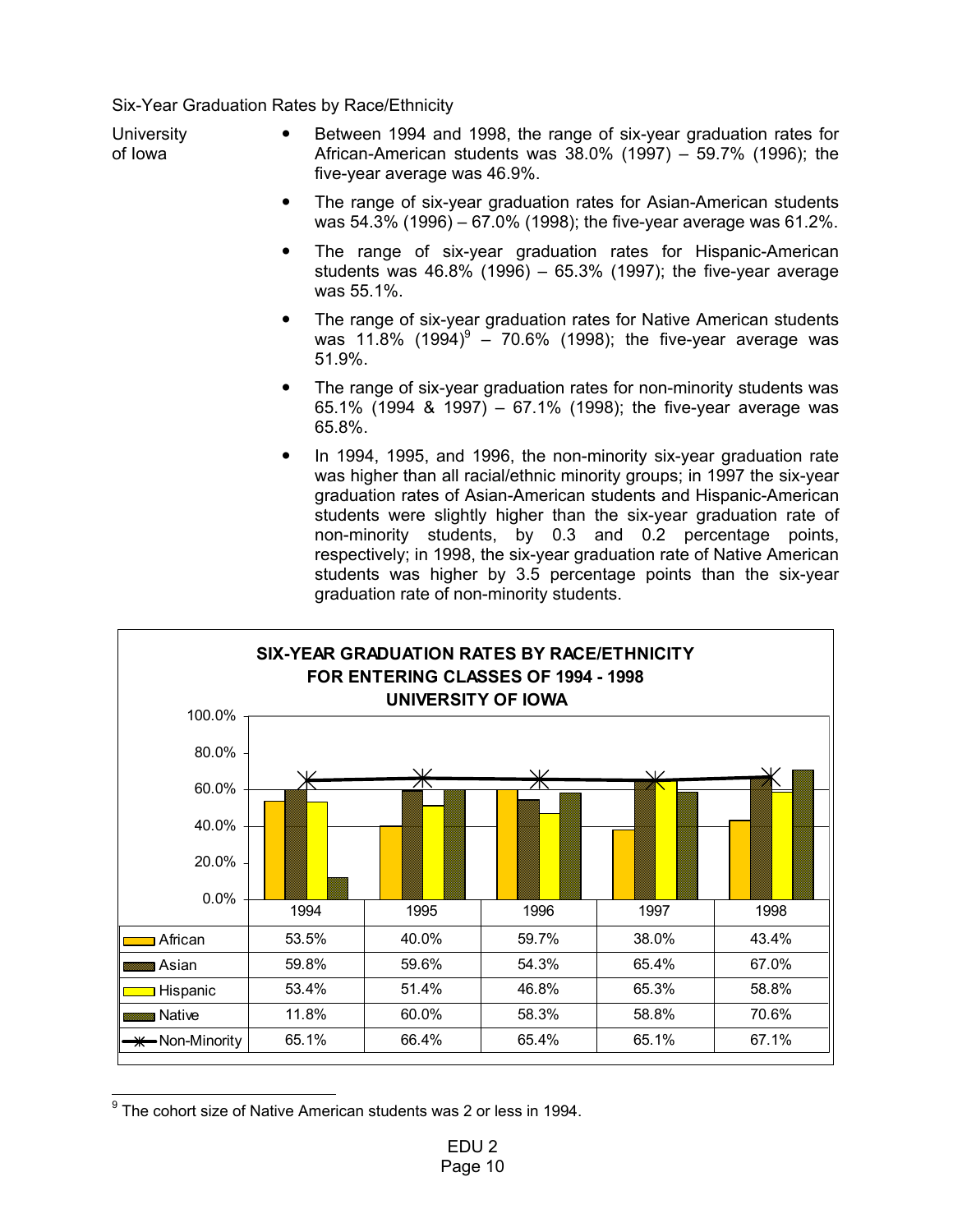Six-Year Graduation Rates by Race/Ethnicity

University of Iowa

- Between 1994 and 1998, the range of six-year graduation rates for African-American students was 38.0% (1997) – 59.7% (1996); the five-year average was 46.9%.
- The range of six-year graduation rates for Asian-American students was 54.3% (1996) – 67.0% (1998); the five-year average was 61.2%.
- The range of six-year graduation rates for Hispanic-American students was 46.8% (1996) – 65.3% (1997); the five-year average was 55.1%.
- The range of six-year graduation rates for Native American students was 11.8% (1994)[9] – 70.6% (1998); the five-year average was 51.9%.
- The range of six-year graduation rates for non-minority students was 65.1% (1994 & 1997) – 67.1% (1998); the five-year average was 65.8%.
- In 1994, 1995, and 1996, the non-minority six-year graduation rate was higher than all racial/ethnic minority groups; in 1997 the six-year graduation rates of Asian-American students and Hispanic-American students were slightly higher than the six-year graduation rate of non-minority students, by 0.3 and 0.2 percentage points, respectively; in 1998, the six-year graduation rate of Native American students was higher by 3.5 percentage points than the six-year graduation rate of non-minority students.

**SIX-YEAR GRADUATION RATES BY RACE/ETHNICITY FOR ENTERING CLASSES OF 1994 - 1998 UNIVERSITY OF IOWA**

| | 1994 | 1995 | 1996 | 1997 | 1998 |
|---|---|---|---|---|---|
| African | 53.5% | 40.0% | 59.7% | 38.0% | 43.4% |
| Asian | 59.8% | 59.6% | 54.3% | 65.4% | 67.0% |
| Hispanic | 53.4% | 51.4% | 46.8% | 65.3% | 58.8% |
| Native | 11.8% | 60.0% | 58.3% | 58.8% | 70.6% |
| Non-Minority | 65.1% | 66.4% | 65.4% | 65.1% | 67.1% |

[9] The cohort size of Native American students was 2 or less in 1994.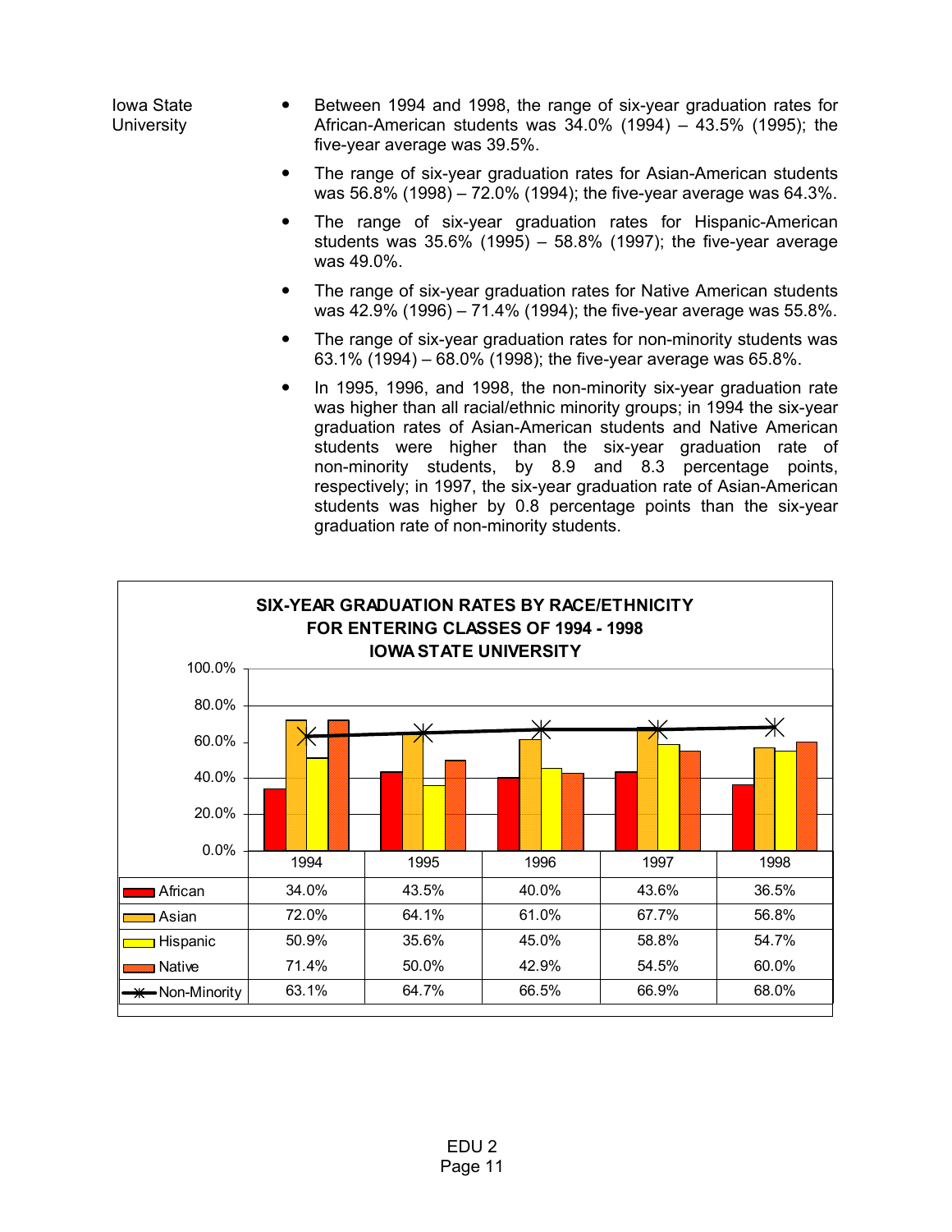Iowa State University

- Between 1994 and 1998, the range of six-year graduation rates for African-American students was 34.0% (1994) – 43.5% (1995); the five-year average was 39.5%.
- The range of six-year graduation rates for Asian-American students was 56.8% (1998) – 72.0% (1994); the five-year average was 64.3%.
- The range of six-year graduation rates for Hispanic-American students was 35.6% (1995) – 58.8% (1997); the five-year average was 49.0%.
- The range of six-year graduation rates for Native American students was 42.9% (1996) – 71.4% (1994); the five-year average was 55.8%.
- The range of six-year graduation rates for non-minority students was 63.1% (1994) – 68.0% (1998); the five-year average was 65.8%.
- In 1995, 1996, and 1998, the non-minority six-year graduation rate was higher than all racial/ethnic minority groups; in 1994 the six-year graduation rates of Asian-American students and Native American students were higher than the six-year graduation rate of non-minority students, by 8.9 and 8.3 percentage points, respectively; in 1997, the six-year graduation rate of Asian-American students was higher by 0.8 percentage points than the six-year graduation rate of non-minority students.

**SIX-YEAR GRADUATION RATES BY RACE/ETHNICITY FOR ENTERING CLASSES OF 1994 - 1998 IOWA STATE UNIVERSITY**

| | 1994 | 1995 | 1996 | 1997 | 1998 |
|---|---|---|---|---|---|
| African | 34.0% | 43.5% | 40.0% | 43.6% | 36.5% |
| Asian | 72.0% | 64.1% | 61.0% | 67.7% | 56.8% |
| Hispanic | 50.9% | 35.6% | 45.0% | 58.8% | 54.7% |
| Native | 71.4% | 50.0% | 42.9% | 54.5% | 60.0% |
| Non-Minority | 63.1% | 64.7% | 66.5% | 66.9% | 68.0% |

EDU 2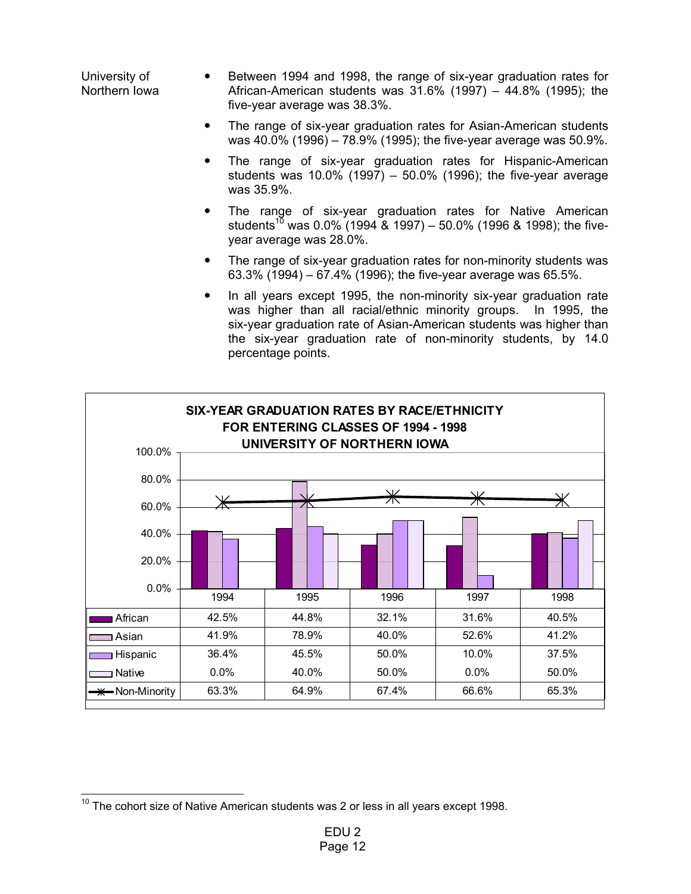University of Northern Iowa

- Between 1994 and 1998, the range of six-year graduation rates for African-American students was 31.6% (1997) – 44.8% (1995); the five-year average was 38.3%.
- The range of six-year graduation rates for Asian-American students was 40.0% (1996) – 78.9% (1995); the five-year average was 50.9%.
- The range of six-year graduation rates for Hispanic-American students was 10.0% (1997) – 50.0% (1996); the five-year average was 35.9%.
- The range of six-year graduation rates for Native American students[10] was 0.0% (1994 & 1997) – 50.0% (1996 & 1998); the five-year average was 28.0%.
- The range of six-year graduation rates for non-minority students was 63.3% (1994) – 67.4% (1996); the five-year average was 65.5%.
- In all years except 1995, the non-minority six-year graduation rate was higher than all racial/ethnic minority groups. In 1995, the six-year graduation rate of Asian-American students was higher than the six-year graduation rate of non-minority students, by 14.0 percentage points.

**SIX-YEAR GRADUATION RATES BY RACE/ETHNICITY FOR ENTERING CLASSES OF 1994 - 1998 UNIVERSITY OF NORTHERN IOWA**

| | 1994 | 1995 | 1996 | 1997 | 1998 |
|---|---|---|---|---|---|
| African | 42.5% | 44.8% | 32.1% | 31.6% | 40.5% |
| Asian | 41.9% | 78.9% | 40.0% | 52.6% | 41.2% |
| Hispanic | 36.4% | 45.5% | 50.0% | 10.0% | 37.5% |
| Native | 0.0% | 40.0% | 50.0% | 0.0% | 50.0% |
| Non-Minority | 63.3% | 64.9% | 67.4% | 66.6% | 65.3% |

[10] The cohort size of Native American students was 2 or less in all years except 1998.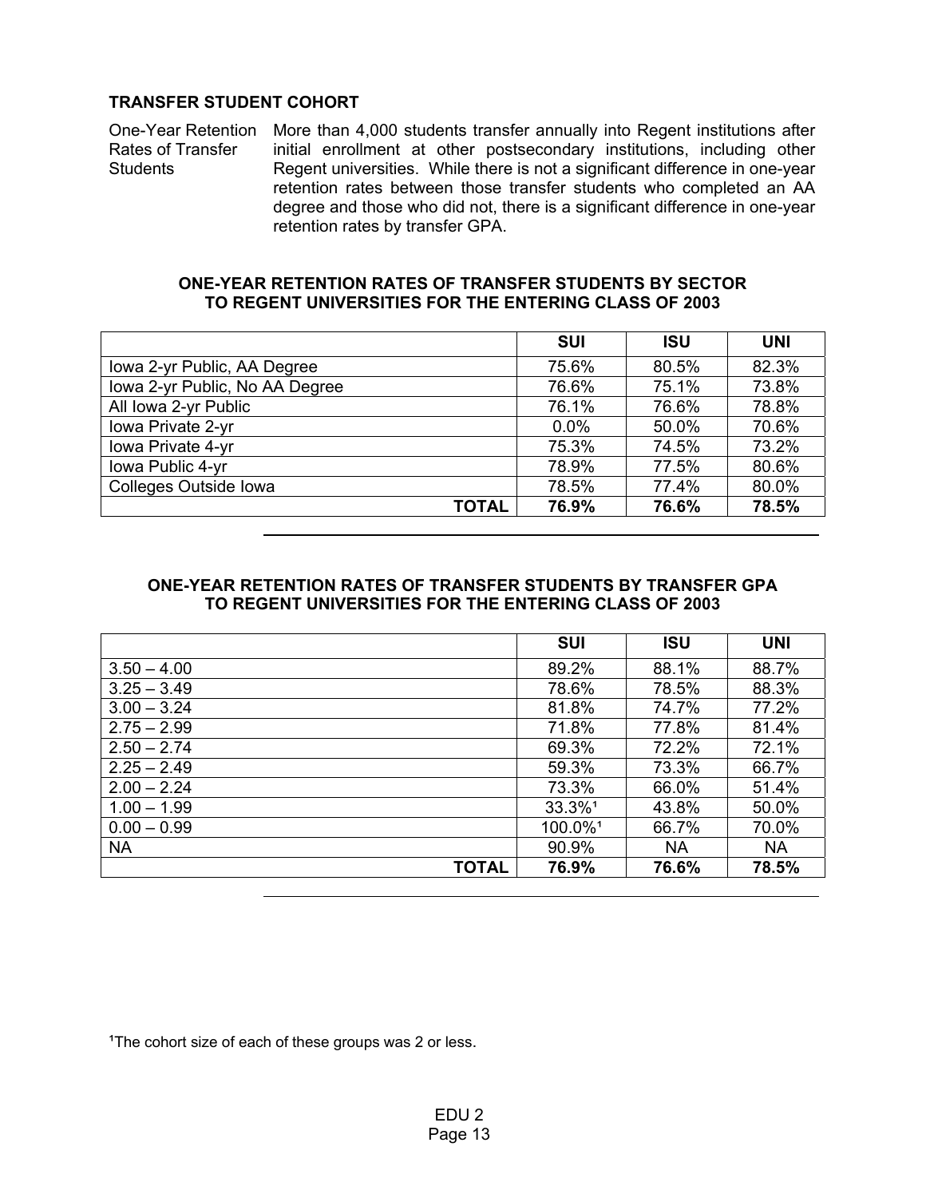## TRANSFER STUDENT COHORT

**One-Year Retention Rates of Transfer Students**

More than 4,000 students transfer annually into Regent institutions after initial enrollment at other postsecondary institutions, including other Regent universities. While there is not a significant difference in one-year retention rates between those transfer students who completed an AA degree and those who did not, there is a significant difference in one-year retention rates by transfer GPA.

**ONE-YEAR RETENTION RATES OF TRANSFER STUDENTS BY SECTOR TO REGENT UNIVERSITIES FOR THE ENTERING CLASS OF 2003**

| | SUI | ISU | UNI |
|---|---|---|---|
| Iowa 2-yr Public, AA Degree | 75.6% | 80.5% | 82.3% |
| Iowa 2-yr Public, No AA Degree | 76.6% | 75.1% | 73.8% |
| All Iowa 2-yr Public | 76.1% | 76.6% | 78.8% |
| Iowa Private 2-yr | 0.0% | 50.0% | 70.6% |
| Iowa Private 4-yr | 75.3% | 74.5% | 73.2% |
| Iowa Public 4-yr | 78.9% | 77.5% | 80.6% |
| Colleges Outside Iowa | 78.5% | 77.4% | 80.0% |
| **TOTAL** | **76.9%** | **76.6%** | **78.5%** |

**ONE-YEAR RETENTION RATES OF TRANSFER STUDENTS BY TRANSFER GPA TO REGENT UNIVERSITIES FOR THE ENTERING CLASS OF 2003**

| | SUI | ISU | UNI |
|---|---|---|---|
| 3.50 – 4.00 | 89.2% | 88.1% | 88.7% |
| 3.25 – 3.49 | 78.6% | 78.5% | 88.3% |
| 3.00 – 3.24 | 81.8% | 74.7% | 77.2% |
| 2.75 – 2.99 | 71.8% | 77.8% | 81.4% |
| 2.50 – 2.74 | 69.3% | 72.2% | 72.1% |
| 2.25 – 2.49 | 59.3% | 73.3% | 66.7% |
| 2.00 – 2.24 | 73.3% | 66.0% | 51.4% |
| 1.00 – 1.99 | 33.3%[1] | 43.8% | 50.0% |
| 0.00 – 0.99 | 100.0%[1] | 66.7% | 70.0% |
| NA | 90.9% | NA | NA |
| **TOTAL** | **76.9%** | **76.6%** | **78.5%** |

[1]The cohort size of each of these groups was 2 or less.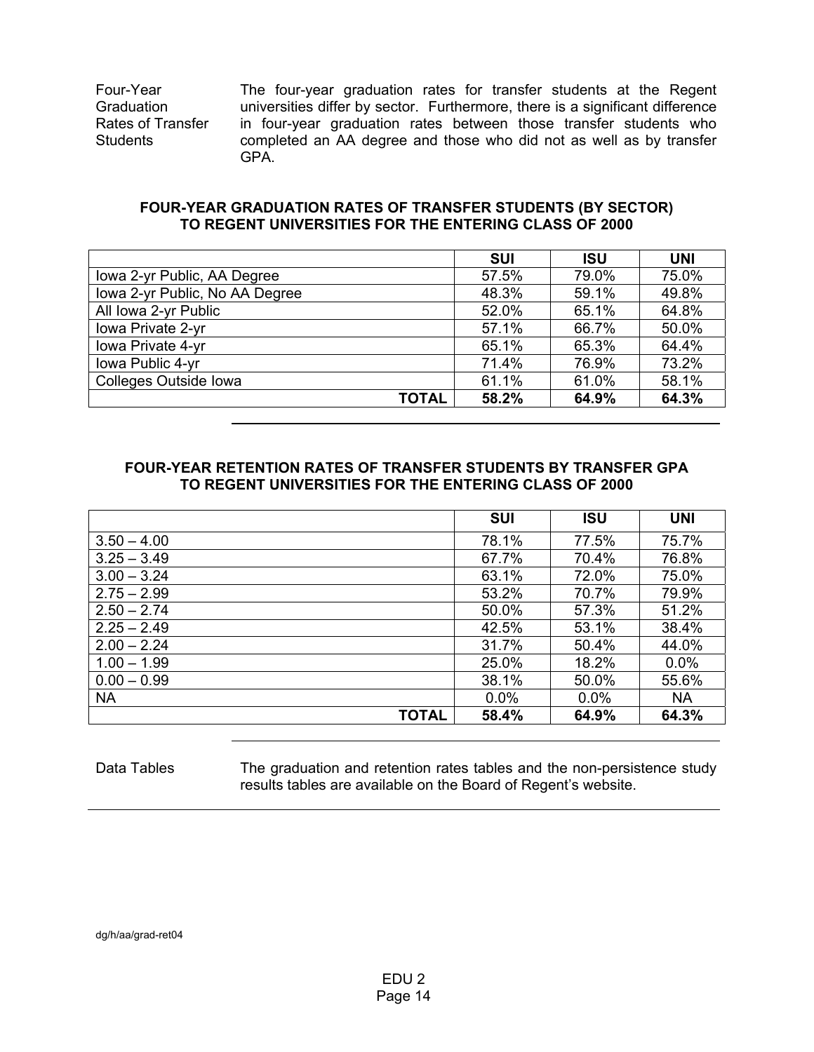**Four-Year Graduation Rates of Transfer Students**

The four-year graduation rates for transfer students at the Regent universities differ by sector. Furthermore, there is a significant difference in four-year graduation rates between those transfer students who completed an AA degree and those who did not as well as by transfer GPA.

**FOUR-YEAR GRADUATION RATES OF TRANSFER STUDENTS (BY SECTOR) TO REGENT UNIVERSITIES FOR THE ENTERING CLASS OF 2000**

| | SUI | ISU | UNI |
|---|---|---|---|
| Iowa 2-yr Public, AA Degree | 57.5% | 79.0% | 75.0% |
| Iowa 2-yr Public, No AA Degree | 48.3% | 59.1% | 49.8% |
| All Iowa 2-yr Public | 52.0% | 65.1% | 64.8% |
| Iowa Private 2-yr | 57.1% | 66.7% | 50.0% |
| Iowa Private 4-yr | 65.1% | 65.3% | 64.4% |
| Iowa Public 4-yr | 71.4% | 76.9% | 73.2% |
| Colleges Outside Iowa | 61.1% | 61.0% | 58.1% |
| **TOTAL** | **58.2%** | **64.9%** | **64.3%** |

**FOUR-YEAR RETENTION RATES OF TRANSFER STUDENTS BY TRANSFER GPA TO REGENT UNIVERSITIES FOR THE ENTERING CLASS OF 2000**

| | SUI | ISU | UNI |
|---|---|---|---|
| 3.50 – 4.00 | 78.1% | 77.5% | 75.7% |
| 3.25 – 3.49 | 67.7% | 70.4% | 76.8% |
| 3.00 – 3.24 | 63.1% | 72.0% | 75.0% |
| 2.75 – 2.99 | 53.2% | 70.7% | 79.9% |
| 2.50 – 2.74 | 50.0% | 57.3% | 51.2% |
| 2.25 – 2.49 | 42.5% | 53.1% | 38.4% |
| 2.00 – 2.24 | 31.7% | 50.4% | 44.0% |
| 1.00 – 1.99 | 25.0% | 18.2% | 0.0% |
| 0.00 – 0.99 | 38.1% | 50.0% | 55.6% |
| NA | 0.0% | 0.0% | NA |
| **TOTAL** | **58.4%** | **64.9%** | **64.3%** |

**Data Tables**

The graduation and retention rates tables and the non-persistence study results tables are available on the Board of Regent's website.

dg/h/aa/grad-ret04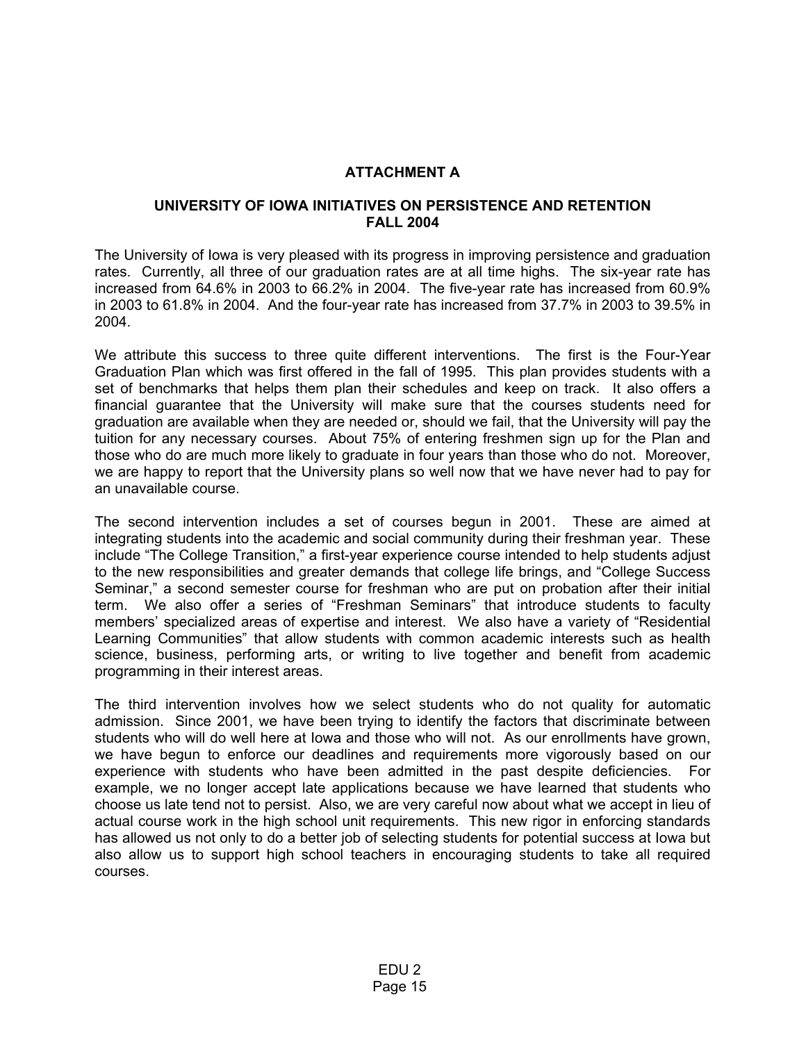## ATTACHMENT A

### UNIVERSITY OF IOWA INITIATIVES ON PERSISTENCE AND RETENTION FALL 2004

The University of Iowa is very pleased with its progress in improving persistence and graduation rates. Currently, all three of our graduation rates are at all time highs. The six-year rate has increased from 64.6% in 2003 to 66.2% in 2004. The five-year rate has increased from 60.9% in 2003 to 61.8% in 2004. And the four-year rate has increased from 37.7% in 2003 to 39.5% in 2004.

We attribute this success to three quite different interventions. The first is the Four-Year Graduation Plan which was first offered in the fall of 1995. This plan provides students with a set of benchmarks that helps them plan their schedules and keep on track. It also offers a financial guarantee that the University will make sure that the courses students need for graduation are available when they are needed or, should we fail, that the University will pay the tuition for any necessary courses. About 75% of entering freshmen sign up for the Plan and those who do are much more likely to graduate in four years than those who do not. Moreover, we are happy to report that the University plans so well now that we have never had to pay for an unavailable course.

The second intervention includes a set of courses begun in 2001. These are aimed at integrating students into the academic and social community during their freshman year. These include "The College Transition," a first-year experience course intended to help students adjust to the new responsibilities and greater demands that college life brings, and "College Success Seminar," a second semester course for freshman who are put on probation after their initial term. We also offer a series of "Freshman Seminars" that introduce students to faculty members' specialized areas of expertise and interest. We also have a variety of "Residential Learning Communities" that allow students with common academic interests such as health science, business, performing arts, or writing to live together and benefit from academic programming in their interest areas.

The third intervention involves how we select students who do not quality for automatic admission. Since 2001, we have been trying to identify the factors that discriminate between students who will do well here at Iowa and those who will not. As our enrollments have grown, we have begun to enforce our deadlines and requirements more vigorously based on our experience with students who have been admitted in the past despite deficiencies. For example, we no longer accept late applications because we have learned that students who choose us late tend not to persist. Also, we are very careful now about what we accept in lieu of actual course work in the high school unit requirements. This new rigor in enforcing standards has allowed us not only to do a better job of selecting students for potential success at Iowa but also allow us to support high school teachers in encouraging students to take all required courses.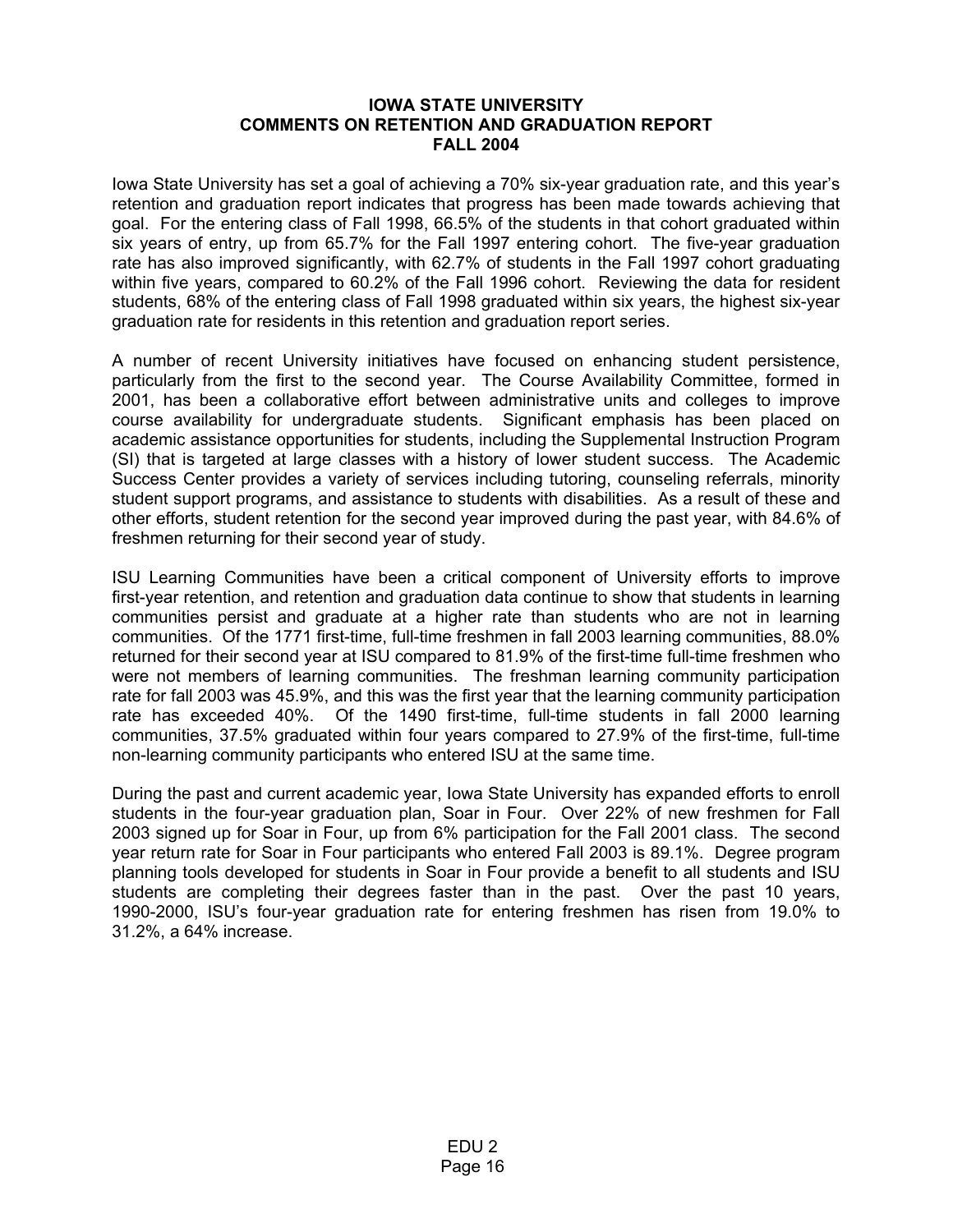# IOWA STATE UNIVERSITY
## COMMENTS ON RETENTION AND GRADUATION REPORT
## FALL 2004

Iowa State University has set a goal of achieving a 70% six-year graduation rate, and this year's retention and graduation report indicates that progress has been made towards achieving that goal. For the entering class of Fall 1998, 66.5% of the students in that cohort graduated within six years of entry, up from 65.7% for the Fall 1997 entering cohort. The five-year graduation rate has also improved significantly, with 62.7% of students in the Fall 1997 cohort graduating within five years, compared to 60.2% of the Fall 1996 cohort. Reviewing the data for resident students, 68% of the entering class of Fall 1998 graduated within six years, the highest six-year graduation rate for residents in this retention and graduation report series.

A number of recent University initiatives have focused on enhancing student persistence, particularly from the first to the second year. The Course Availability Committee, formed in 2001, has been a collaborative effort between administrative units and colleges to improve course availability for undergraduate students. Significant emphasis has been placed on academic assistance opportunities for students, including the Supplemental Instruction Program (SI) that is targeted at large classes with a history of lower student success. The Academic Success Center provides a variety of services including tutoring, counseling referrals, minority student support programs, and assistance to students with disabilities. As a result of these and other efforts, student retention for the second year improved during the past year, with 84.6% of freshmen returning for their second year of study.

ISU Learning Communities have been a critical component of University efforts to improve first-year retention, and retention and graduation data continue to show that students in learning communities persist and graduate at a higher rate than students who are not in learning communities. Of the 1771 first-time, full-time freshmen in fall 2003 learning communities, 88.0% returned for their second year at ISU compared to 81.9% of the first-time full-time freshmen who were not members of learning communities. The freshman learning community participation rate for fall 2003 was 45.9%, and this was the first year that the learning community participation rate has exceeded 40%. Of the 1490 first-time, full-time students in fall 2000 learning communities, 37.5% graduated within four years compared to 27.9% of the first-time, full-time non-learning community participants who entered ISU at the same time.

During the past and current academic year, Iowa State University has expanded efforts to enroll students in the four-year graduation plan, Soar in Four. Over 22% of new freshmen for Fall 2003 signed up for Soar in Four, up from 6% participation for the Fall 2001 class. The second year return rate for Soar in Four participants who entered Fall 2003 is 89.1%. Degree program planning tools developed for students in Soar in Four provide a benefit to all students and ISU students are completing their degrees faster than in the past. Over the past 10 years, 1990-2000, ISU's four-year graduation rate for entering freshmen has risen from 19.0% to 31.2%, a 64% increase.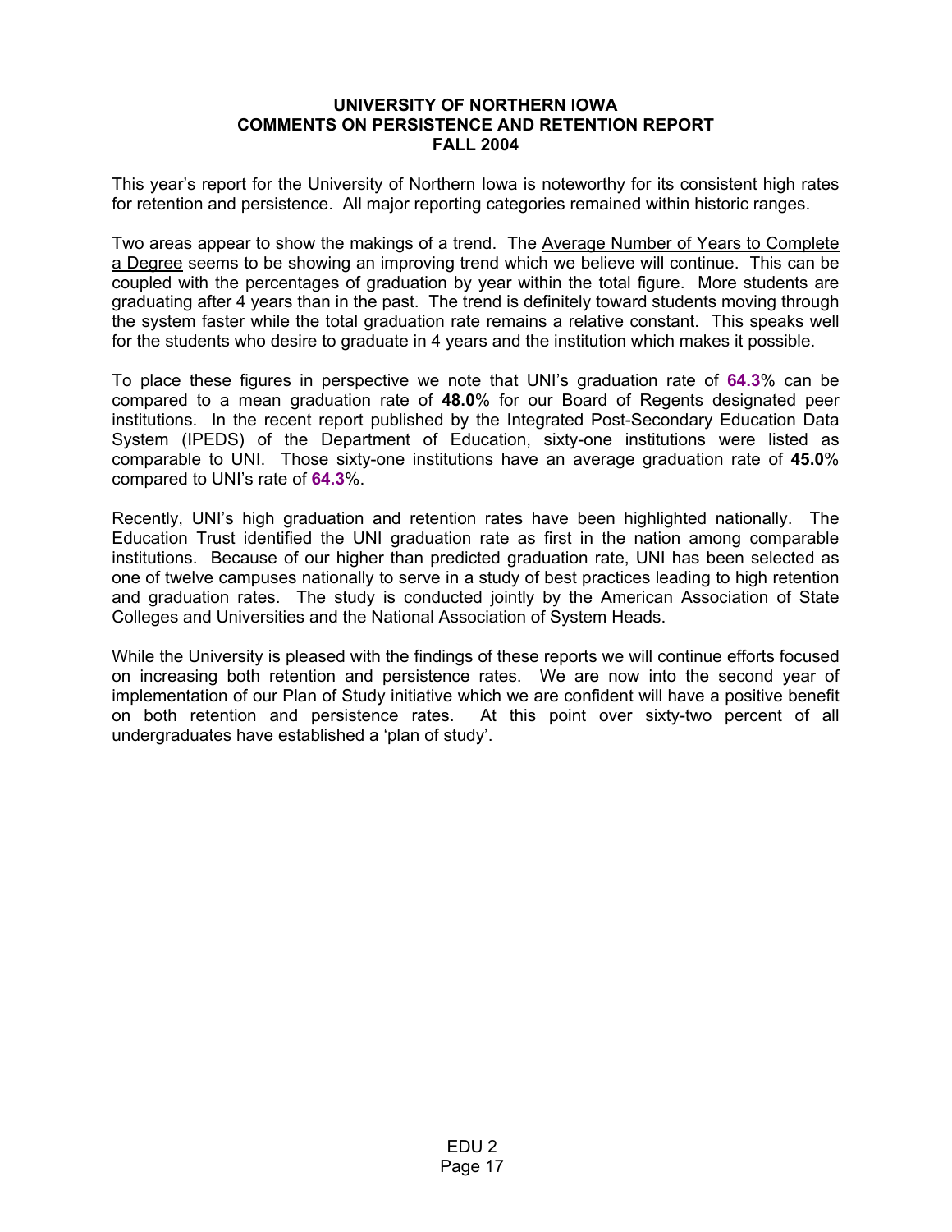# UNIVERSITY OF NORTHERN IOWA
## COMMENTS ON PERSISTENCE AND RETENTION REPORT
## FALL 2004

This year's report for the University of Northern Iowa is noteworthy for its consistent high rates for retention and persistence. All major reporting categories remained within historic ranges.

Two areas appear to show the makings of a trend. The Average Number of Years to Complete a Degree seems to be showing an improving trend which we believe will continue. This can be coupled with the percentages of graduation by year within the total figure. More students are graduating after 4 years than in the past. The trend is definitely toward students moving through the system faster while the total graduation rate remains a relative constant. This speaks well for the students who desire to graduate in 4 years and the institution which makes it possible.

To place these figures in perspective we note that UNI's graduation rate of **64.3**% can be compared to a mean graduation rate of **48.0**% for our Board of Regents designated peer institutions. In the recent report published by the Integrated Post-Secondary Education Data System (IPEDS) of the Department of Education, sixty-one institutions were listed as comparable to UNI. Those sixty-one institutions have an average graduation rate of **45.0**% compared to UNI's rate of **64.3**%.

Recently, UNI's high graduation and retention rates have been highlighted nationally. The Education Trust identified the UNI graduation rate as first in the nation among comparable institutions. Because of our higher than predicted graduation rate, UNI has been selected as one of twelve campuses nationally to serve in a study of best practices leading to high retention and graduation rates. The study is conducted jointly by the American Association of State Colleges and Universities and the National Association of System Heads.

While the University is pleased with the findings of these reports we will continue efforts focused on increasing both retention and persistence rates. We are now into the second year of implementation of our Plan of Study initiative which we are confident will have a positive benefit on both retention and persistence rates. At this point over sixty-two percent of all undergraduates have established a 'plan of study'.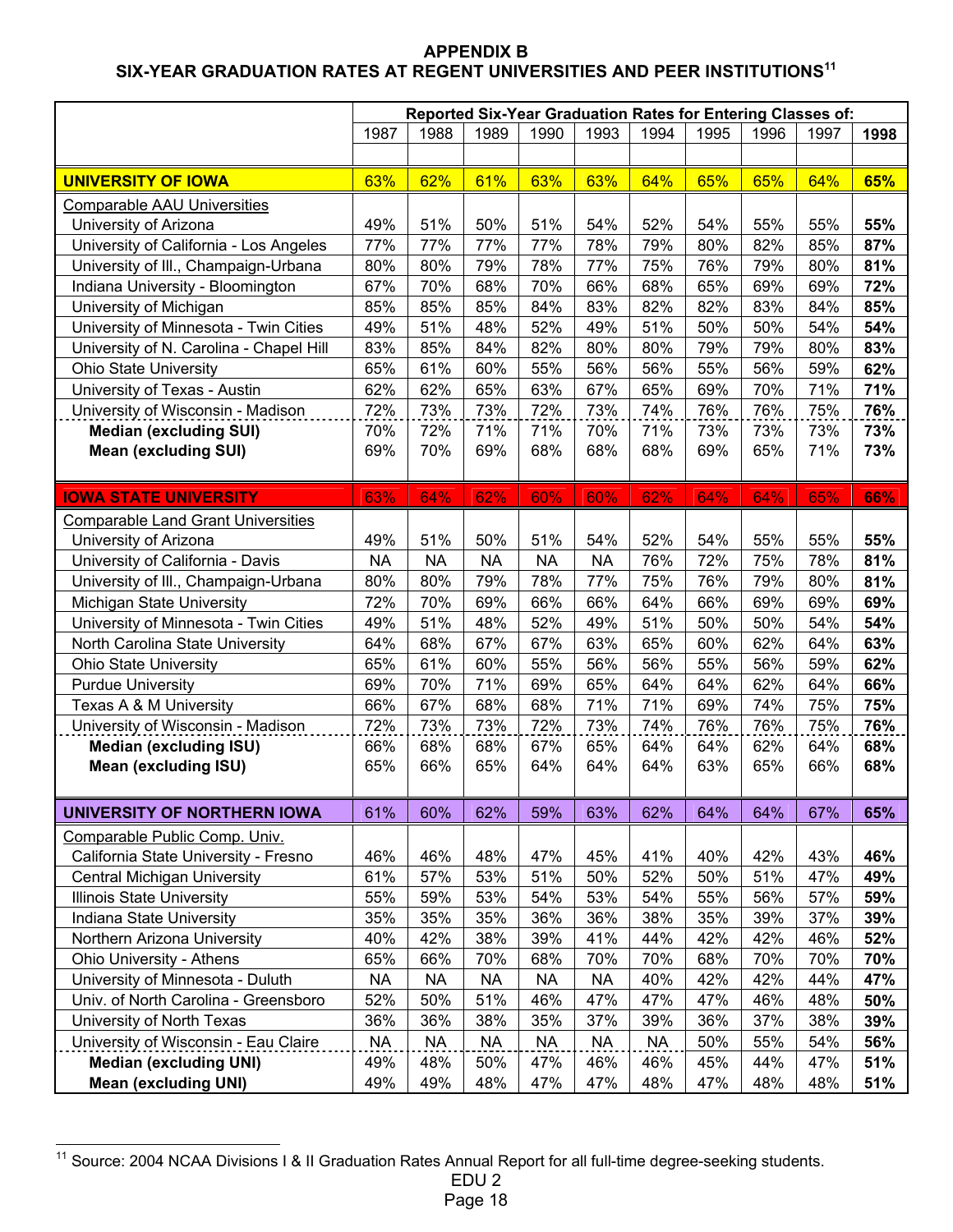# APPENDIX B
## SIX-YEAR GRADUATION RATES AT REGENT UNIVERSITIES AND PEER INSTITUTIONS[11]

| | Reported Six-Year Graduation Rates for Entering Classes of: | | | | | | | | | |
|---|---|---|---|---|---|---|---|---|---|---|
| | 1987 | 1988 | 1989 | 1990 | 1993 | 1994 | 1995 | 1996 | 1997 | **1998** |
| **UNIVERSITY OF IOWA** | 63% | 62% | 61% | 63% | 63% | 64% | 65% | 65% | 64% | **65%** |
| Comparable AAU Universities | | | | | | | | | | |
| University of Arizona | 49% | 51% | 50% | 51% | 54% | 52% | 54% | 55% | 55% | **55%** |
| University of California - Los Angeles | 77% | 77% | 77% | 77% | 78% | 79% | 80% | 82% | 85% | **87%** |
| University of Ill., Champaign-Urbana | 80% | 80% | 79% | 78% | 77% | 75% | 76% | 79% | 80% | **81%** |
| Indiana University - Bloomington | 67% | 70% | 68% | 70% | 66% | 68% | 65% | 69% | 69% | **72%** |
| University of Michigan | 85% | 85% | 85% | 84% | 83% | 82% | 82% | 83% | 84% | **85%** |
| University of Minnesota - Twin Cities | 49% | 51% | 48% | 52% | 49% | 51% | 50% | 50% | 54% | **54%** |
| University of N. Carolina - Chapel Hill | 83% | 85% | 84% | 82% | 80% | 80% | 79% | 79% | 80% | **83%** |
| Ohio State University | 65% | 61% | 60% | 55% | 56% | 56% | 55% | 56% | 59% | **62%** |
| University of Texas - Austin | 62% | 62% | 65% | 63% | 67% | 65% | 69% | 70% | 71% | **71%** |
| University of Wisconsin - Madison | 72% | 73% | 73% | 72% | 73% | 74% | 76% | 76% | 75% | **76%** |
| **Median (excluding SUI)** | 70% | 72% | 71% | 71% | 70% | 71% | 73% | 73% | 73% | **73%** |
| **Mean (excluding SUI)** | 69% | 70% | 69% | 68% | 68% | 68% | 69% | 65% | 71% | **73%** |
| **IOWA STATE UNIVERSITY** | 63% | 64% | 62% | 60% | 60% | 62% | 64% | 64% | 65% | **66%** |
| Comparable Land Grant Universities | | | | | | | | | | |
| University of Arizona | 49% | 51% | 50% | 51% | 54% | 52% | 54% | 55% | 55% | **55%** |
| University of California - Davis | NA | NA | NA | NA | NA | 76% | 72% | 75% | 78% | **81%** |
| University of Ill., Champaign-Urbana | 80% | 80% | 79% | 78% | 77% | 75% | 76% | 79% | 80% | **81%** |
| Michigan State University | 72% | 70% | 69% | 66% | 66% | 64% | 66% | 69% | 69% | **69%** |
| University of Minnesota - Twin Cities | 49% | 51% | 48% | 52% | 49% | 51% | 50% | 50% | 54% | **54%** |
| North Carolina State University | 64% | 68% | 67% | 67% | 63% | 65% | 60% | 62% | 64% | **63%** |
| Ohio State University | 65% | 61% | 60% | 55% | 56% | 56% | 55% | 56% | 59% | **62%** |
| Purdue University | 69% | 70% | 71% | 69% | 65% | 64% | 64% | 62% | 64% | **66%** |
| Texas A & M University | 66% | 67% | 68% | 68% | 71% | 71% | 69% | 74% | 75% | **75%** |
| University of Wisconsin - Madison | 72% | 73% | 73% | 72% | 73% | 74% | 76% | 76% | 75% | **76%** |
| **Median (excluding ISU)** | 66% | 68% | 68% | 67% | 65% | 64% | 64% | 62% | 64% | **68%** |
| **Mean (excluding ISU)** | 65% | 66% | 65% | 64% | 64% | 64% | 63% | 65% | 66% | **68%** |
| **UNIVERSITY OF NORTHERN IOWA** | 61% | 60% | 62% | 59% | 63% | 62% | 64% | 64% | 67% | **65%** |
| Comparable Public Comp. Univ. | | | | | | | | | | |
| California State University - Fresno | 46% | 46% | 48% | 47% | 45% | 41% | 40% | 42% | 43% | **46%** |
| Central Michigan University | 61% | 57% | 53% | 51% | 50% | 52% | 50% | 51% | 47% | **49%** |
| Illinois State University | 55% | 59% | 53% | 54% | 53% | 54% | 55% | 56% | 57% | **59%** |
| Indiana State University | 35% | 35% | 35% | 36% | 36% | 38% | 35% | 39% | 37% | **39%** |
| Northern Arizona University | 40% | 42% | 38% | 39% | 41% | 44% | 42% | 42% | 46% | **52%** |
| Ohio University - Athens | 65% | 66% | 70% | 68% | 70% | 70% | 68% | 70% | 70% | **70%** |
| University of Minnesota - Duluth | NA | NA | NA | NA | NA | 40% | 42% | 42% | 44% | **47%** |
| Univ. of North Carolina - Greensboro | 52% | 50% | 51% | 46% | 47% | 47% | 47% | 46% | 48% | **50%** |
| University of North Texas | 36% | 36% | 38% | 35% | 37% | 39% | 36% | 37% | 38% | **39%** |
| University of Wisconsin - Eau Claire | NA | NA | NA | NA | NA | NA | 50% | 55% | 54% | **56%** |
| **Median (excluding UNI)** | 49% | 48% | 50% | 47% | 46% | 46% | 45% | 44% | 47% | **51%** |
| **Mean (excluding UNI)** | 49% | 49% | 48% | 47% | 47% | 48% | 47% | 48% | 48% | **51%** |

[11] Source: 2004 NCAA Divisions I & II Graduation Rates Annual Report for all full-time degree-seeking students.